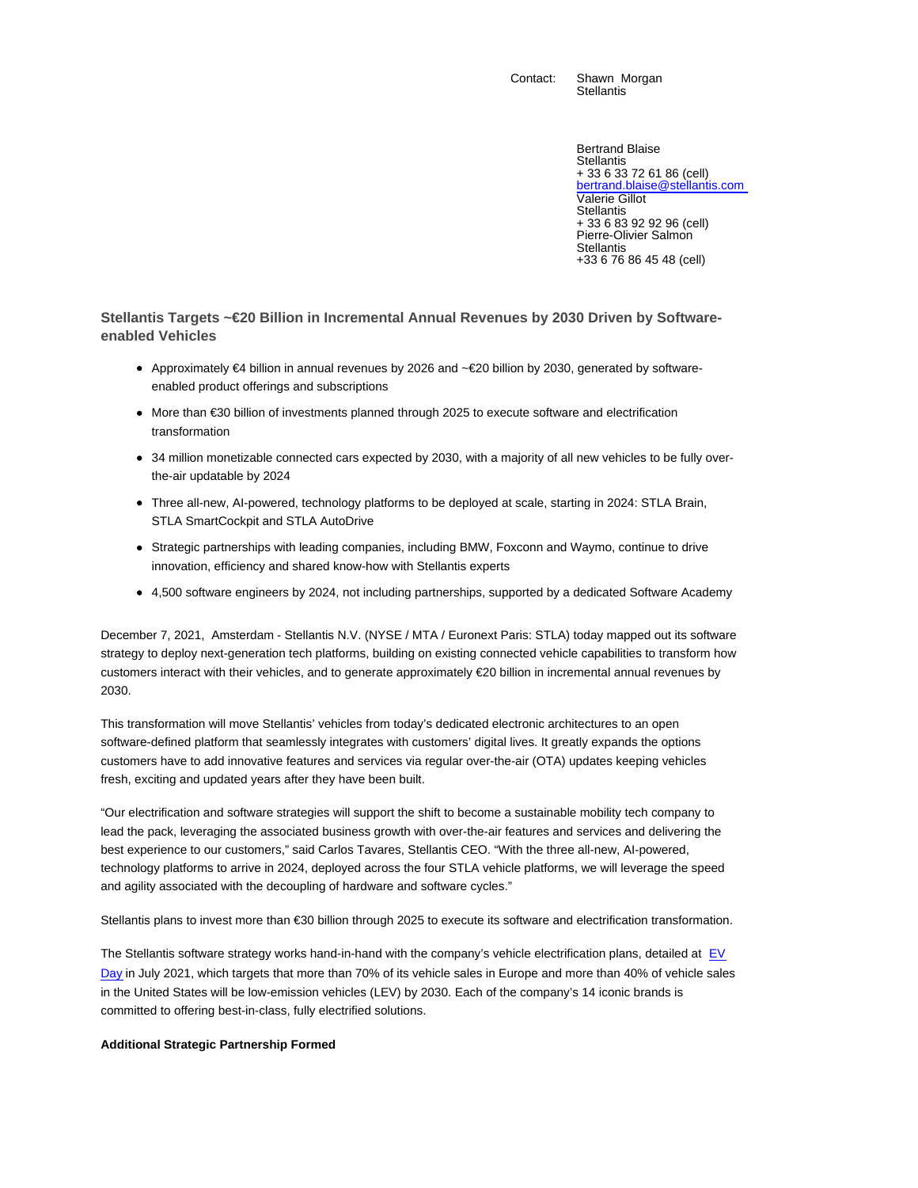Contact: Shawn Morgan
Stellantis

Bertrand Blaise
Stellantis
+ 33 6 33 72 61 86 (cell)
bertrand.blaise@stellantis.com
Valerie Gillot
Stellantis
+ 33 6 83 92 92 96 (cell)
Pierre-Olivier Salmon
Stellantis
+33 6 76 86 45 48 (cell)

## Stellantis Targets ~€20 Billion in Incremental Annual Revenues by 2030 Driven by Software-enabled Vehicles

- Approximately €4 billion in annual revenues by 2026 and ~€20 billion by 2030, generated by software-enabled product offerings and subscriptions
- More than €30 billion of investments planned through 2025 to execute software and electrification transformation
- 34 million monetizable connected cars expected by 2030, with a majority of all new vehicles to be fully over-the-air updatable by 2024
- Three all-new, AI-powered, technology platforms to be deployed at scale, starting in 2024: STLA Brain, STLA SmartCockpit and STLA AutoDrive
- Strategic partnerships with leading companies, including BMW, Foxconn and Waymo, continue to drive innovation, efficiency and shared know-how with Stellantis experts
- 4,500 software engineers by 2024, not including partnerships, supported by a dedicated Software Academy

December 7, 2021, Amsterdam - Stellantis N.V. (NYSE / MTA / Euronext Paris: STLA) today mapped out its software strategy to deploy next-generation tech platforms, building on existing connected vehicle capabilities to transform how customers interact with their vehicles, and to generate approximately €20 billion in incremental annual revenues by 2030.

This transformation will move Stellantis' vehicles from today's dedicated electronic architectures to an open software-defined platform that seamlessly integrates with customers' digital lives. It greatly expands the options customers have to add innovative features and services via regular over-the-air (OTA) updates keeping vehicles fresh, exciting and updated years after they have been built.

"Our electrification and software strategies will support the shift to become a sustainable mobility tech company to lead the pack, leveraging the associated business growth with over-the-air features and services and delivering the best experience to our customers," said Carlos Tavares, Stellantis CEO. "With the three all-new, AI-powered, technology platforms to arrive in 2024, deployed across the four STLA vehicle platforms, we will leverage the speed and agility associated with the decoupling of hardware and software cycles."

Stellantis plans to invest more than €30 billion through 2025 to execute its software and electrification transformation.

The Stellantis software strategy works hand-in-hand with the company's vehicle electrification plans, detailed at EV Day in July 2021, which targets that more than 70% of its vehicle sales in Europe and more than 40% of vehicle sales in the United States will be low-emission vehicles (LEV) by 2030. Each of the company's 14 iconic brands is committed to offering best-in-class, fully electrified solutions.

**Additional Strategic Partnership Formed**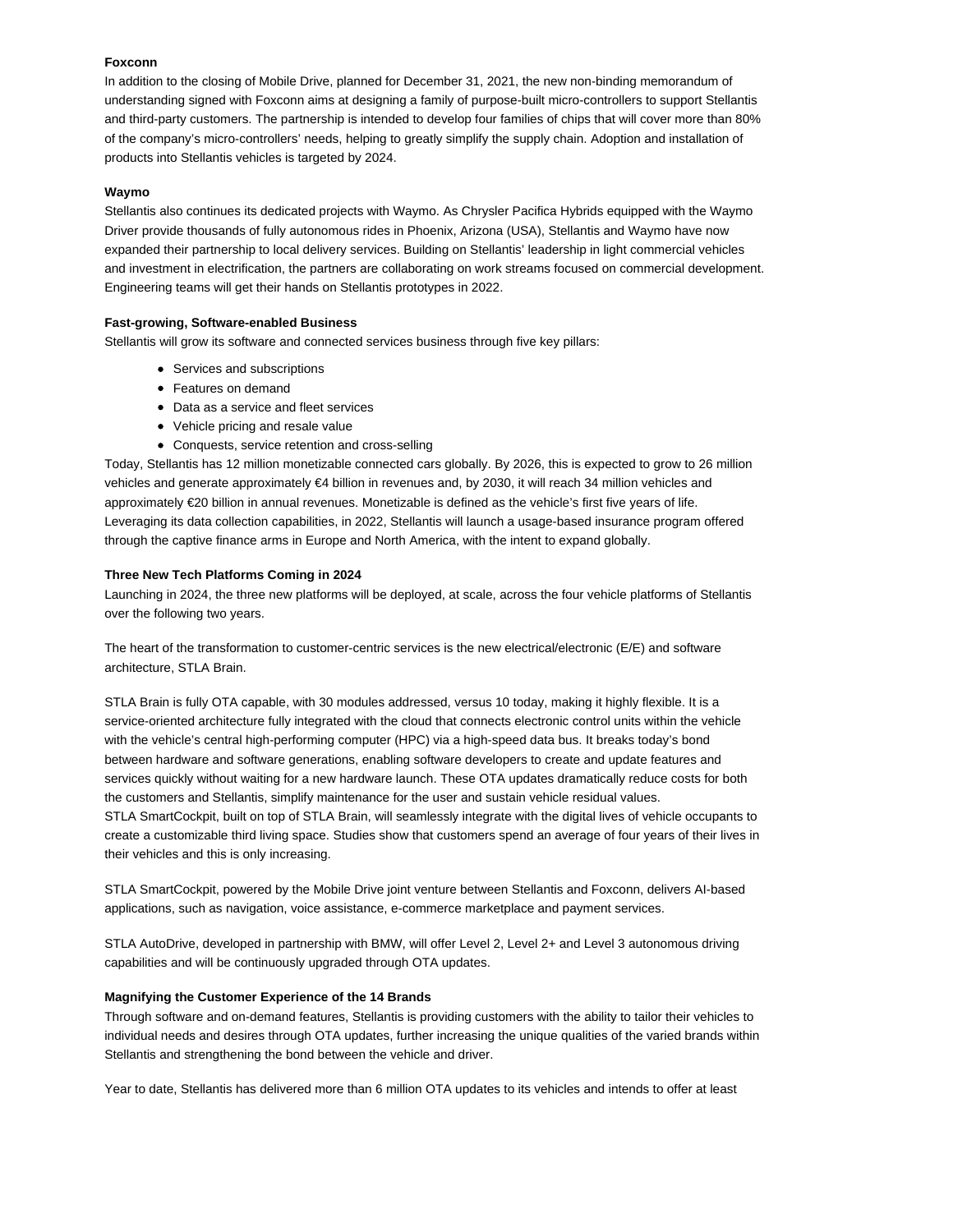**Foxconn**

In addition to the closing of Mobile Drive, planned for December 31, 2021, the new non-binding memorandum of understanding signed with Foxconn aims at designing a family of purpose-built micro-controllers to support Stellantis and third-party customers. The partnership is intended to develop four families of chips that will cover more than 80% of the company's micro-controllers' needs, helping to greatly simplify the supply chain. Adoption and installation of products into Stellantis vehicles is targeted by 2024.

**Waymo**

Stellantis also continues its dedicated projects with Waymo. As Chrysler Pacifica Hybrids equipped with the Waymo Driver provide thousands of fully autonomous rides in Phoenix, Arizona (USA), Stellantis and Waymo have now expanded their partnership to local delivery services. Building on Stellantis' leadership in light commercial vehicles and investment in electrification, the partners are collaborating on work streams focused on commercial development. Engineering teams will get their hands on Stellantis prototypes in 2022.

**Fast-growing, Software-enabled Business**

Stellantis will grow its software and connected services business through five key pillars:

- Services and subscriptions
- Features on demand
- Data as a service and fleet services
- Vehicle pricing and resale value
- Conquests, service retention and cross-selling

Today, Stellantis has 12 million monetizable connected cars globally. By 2026, this is expected to grow to 26 million vehicles and generate approximately €4 billion in revenues and, by 2030, it will reach 34 million vehicles and approximately €20 billion in annual revenues. Monetizable is defined as the vehicle's first five years of life. Leveraging its data collection capabilities, in 2022, Stellantis will launch a usage-based insurance program offered through the captive finance arms in Europe and North America, with the intent to expand globally.

**Three New Tech Platforms Coming in 2024**

Launching in 2024, the three new platforms will be deployed, at scale, across the four vehicle platforms of Stellantis over the following two years.

The heart of the transformation to customer-centric services is the new electrical/electronic (E/E) and software architecture, STLA Brain.

STLA Brain is fully OTA capable, with 30 modules addressed, versus 10 today, making it highly flexible. It is a service-oriented architecture fully integrated with the cloud that connects electronic control units within the vehicle with the vehicle's central high-performing computer (HPC) via a high-speed data bus. It breaks today's bond between hardware and software generations, enabling software developers to create and update features and services quickly without waiting for a new hardware launch. These OTA updates dramatically reduce costs for both the customers and Stellantis, simplify maintenance for the user and sustain vehicle residual values.
STLA SmartCockpit, built on top of STLA Brain, will seamlessly integrate with the digital lives of vehicle occupants to create a customizable third living space. Studies show that customers spend an average of four years of their lives in their vehicles and this is only increasing.

STLA SmartCockpit, powered by the Mobile Drive joint venture between Stellantis and Foxconn, delivers AI-based applications, such as navigation, voice assistance, e-commerce marketplace and payment services.

STLA AutoDrive, developed in partnership with BMW, will offer Level 2, Level 2+ and Level 3 autonomous driving capabilities and will be continuously upgraded through OTA updates.

**Magnifying the Customer Experience of the 14 Brands**

Through software and on-demand features, Stellantis is providing customers with the ability to tailor their vehicles to individual needs and desires through OTA updates, further increasing the unique qualities of the varied brands within Stellantis and strengthening the bond between the vehicle and driver.

Year to date, Stellantis has delivered more than 6 million OTA updates to its vehicles and intends to offer at least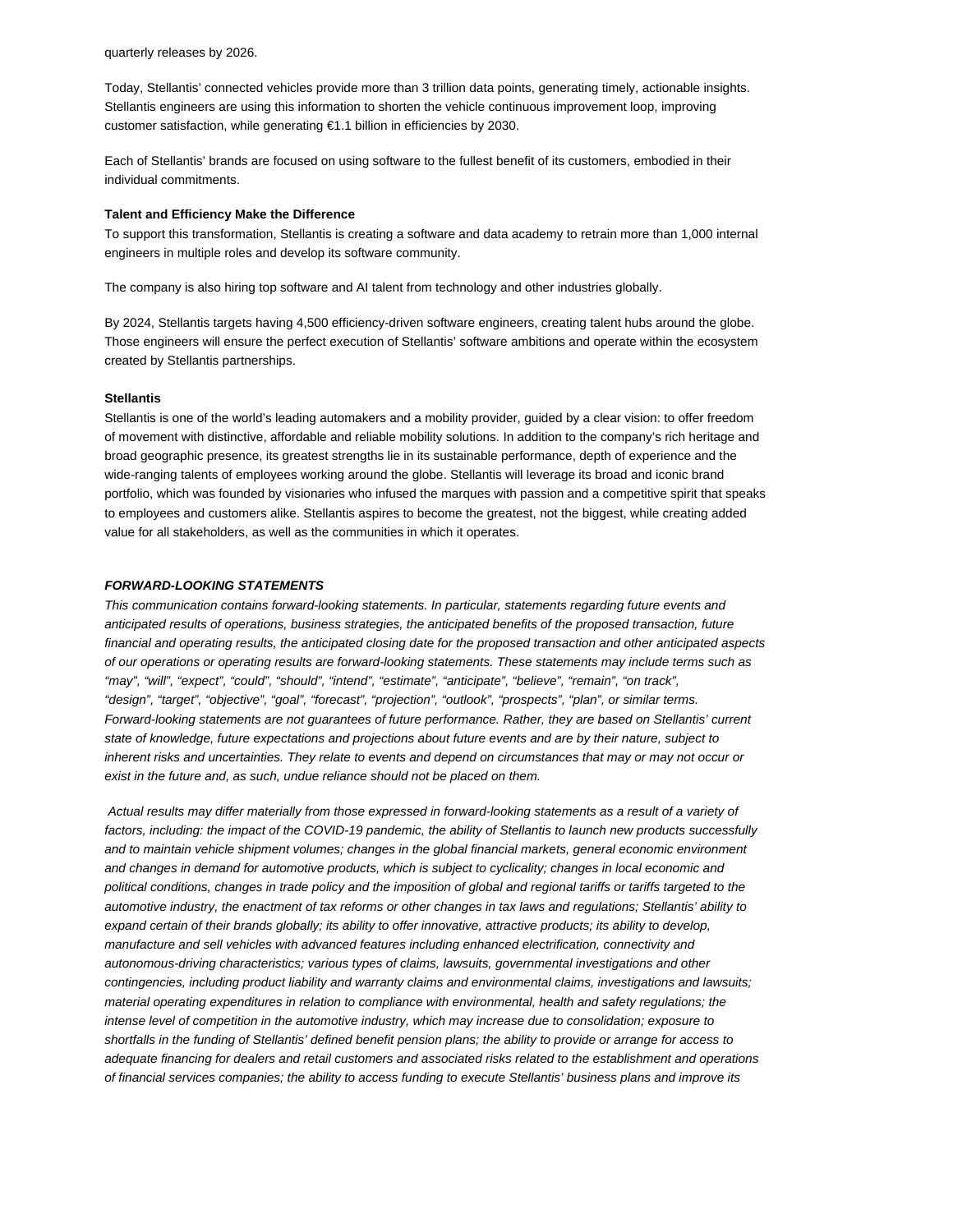quarterly releases by 2026.

Today, Stellantis' connected vehicles provide more than 3 trillion data points, generating timely, actionable insights. Stellantis engineers are using this information to shorten the vehicle continuous improvement loop, improving customer satisfaction, while generating €1.1 billion in efficiencies by 2030.

Each of Stellantis' brands are focused on using software to the fullest benefit of its customers, embodied in their individual commitments.

**Talent and Efficiency Make the Difference**

To support this transformation, Stellantis is creating a software and data academy to retrain more than 1,000 internal engineers in multiple roles and develop its software community.

The company is also hiring top software and AI talent from technology and other industries globally.

By 2024, Stellantis targets having 4,500 efficiency-driven software engineers, creating talent hubs around the globe. Those engineers will ensure the perfect execution of Stellantis' software ambitions and operate within the ecosystem created by Stellantis partnerships.

**Stellantis**

Stellantis is one of the world's leading automakers and a mobility provider, guided by a clear vision: to offer freedom of movement with distinctive, affordable and reliable mobility solutions. In addition to the company's rich heritage and broad geographic presence, its greatest strengths lie in its sustainable performance, depth of experience and the wide-ranging talents of employees working around the globe. Stellantis will leverage its broad and iconic brand portfolio, which was founded by visionaries who infused the marques with passion and a competitive spirit that speaks to employees and customers alike. Stellantis aspires to become the greatest, not the biggest, while creating added value for all stakeholders, as well as the communities in which it operates.

***FORWARD-LOOKING STATEMENTS***

*This communication contains forward-looking statements. In particular, statements regarding future events and anticipated results of operations, business strategies, the anticipated benefits of the proposed transaction, future financial and operating results, the anticipated closing date for the proposed transaction and other anticipated aspects of our operations or operating results are forward-looking statements. These statements may include terms such as "may", "will", "expect", "could", "should", "intend", "estimate", "anticipate", "believe", "remain", "on track", "design", "target", "objective", "goal", "forecast", "projection", "outlook", "prospects", "plan", or similar terms. Forward-looking statements are not guarantees of future performance. Rather, they are based on Stellantis' current state of knowledge, future expectations and projections about future events and are by their nature, subject to inherent risks and uncertainties. They relate to events and depend on circumstances that may or may not occur or exist in the future and, as such, undue reliance should not be placed on them.*

*Actual results may differ materially from those expressed in forward-looking statements as a result of a variety of factors, including: the impact of the COVID-19 pandemic, the ability of Stellantis to launch new products successfully and to maintain vehicle shipment volumes; changes in the global financial markets, general economic environment and changes in demand for automotive products, which is subject to cyclicality; changes in local economic and political conditions, changes in trade policy and the imposition of global and regional tariffs or tariffs targeted to the automotive industry, the enactment of tax reforms or other changes in tax laws and regulations; Stellantis' ability to expand certain of their brands globally; its ability to offer innovative, attractive products; its ability to develop, manufacture and sell vehicles with advanced features including enhanced electrification, connectivity and autonomous-driving characteristics; various types of claims, lawsuits, governmental investigations and other contingencies, including product liability and warranty claims and environmental claims, investigations and lawsuits; material operating expenditures in relation to compliance with environmental, health and safety regulations; the intense level of competition in the automotive industry, which may increase due to consolidation; exposure to shortfalls in the funding of Stellantis' defined benefit pension plans; the ability to provide or arrange for access to adequate financing for dealers and retail customers and associated risks related to the establishment and operations of financial services companies; the ability to access funding to execute Stellantis' business plans and improve its*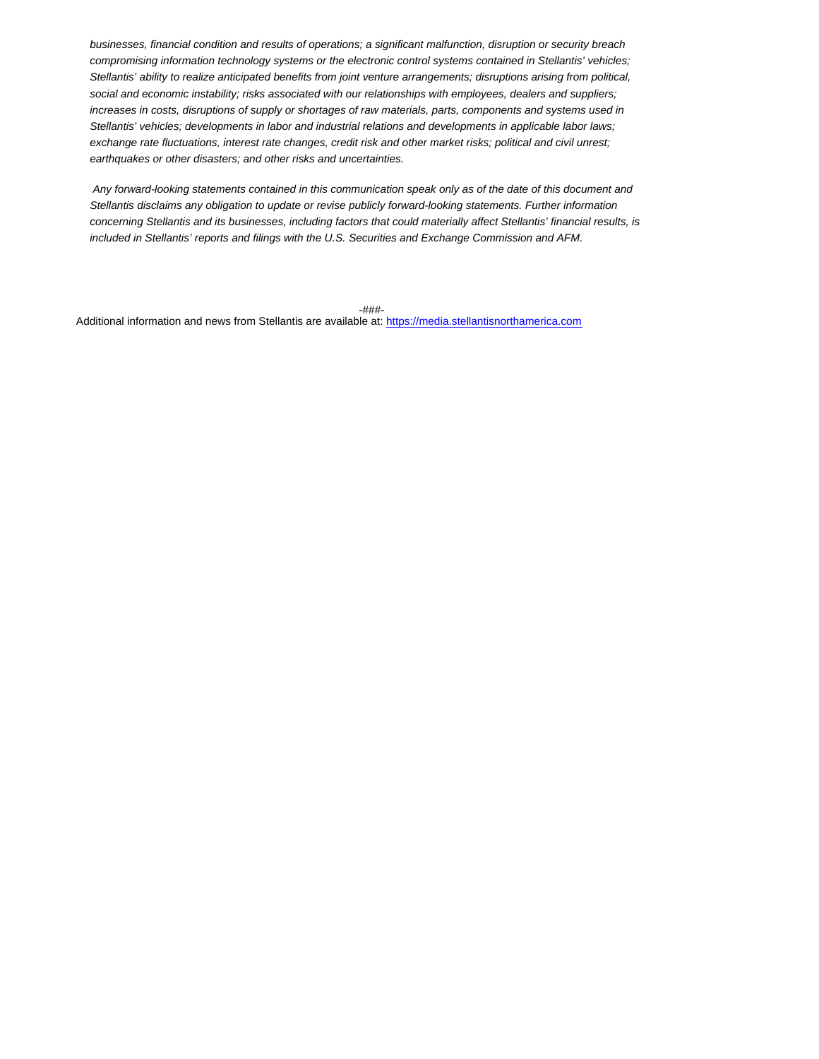*businesses, financial condition and results of operations; a significant malfunction, disruption or security breach compromising information technology systems or the electronic control systems contained in Stellantis' vehicles; Stellantis' ability to realize anticipated benefits from joint venture arrangements; disruptions arising from political, social and economic instability; risks associated with our relationships with employees, dealers and suppliers; increases in costs, disruptions of supply or shortages of raw materials, parts, components and systems used in Stellantis' vehicles; developments in labor and industrial relations and developments in applicable labor laws; exchange rate fluctuations, interest rate changes, credit risk and other market risks; political and civil unrest; earthquakes or other disasters; and other risks and uncertainties.*

*Any forward-looking statements contained in this communication speak only as of the date of this document and Stellantis disclaims any obligation to update or revise publicly forward-looking statements. Further information concerning Stellantis and its businesses, including factors that could materially affect Stellantis' financial results, is included in Stellantis' reports and filings with the U.S. Securities and Exchange Commission and AFM.*

-###-

Additional information and news from Stellantis are available at: https://media.stellantisnorthamerica.com